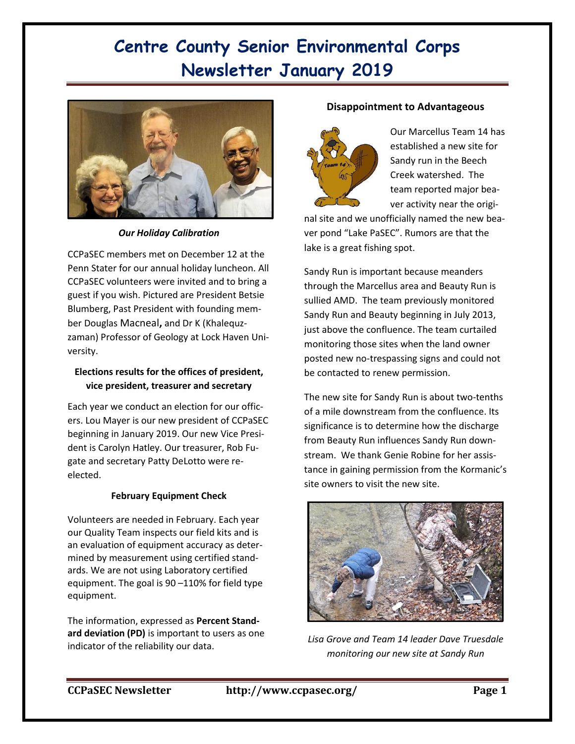# Centre County Senior Environmental Corps Newsletter January 2019

*Our Holiday Calibration*

CCPaSEC members met on December 12 at the Penn Stater for our annual holiday luncheon. All CCPaSEC volunteers were invited and to bring a guest if you wish. Pictured are President Betsie Blumberg, Past President with founding member Douglas Macneal**,** and Dr K (Khalequzzaman) Professor of Geology at Lock Haven University.

### Elections results for the offices of president, vice president, treasurer and secretary

Each year we conduct an election for our officers. Lou Mayer is our new president of CCPaSEC beginning in January 2019. Our new Vice President is Carolyn Hatley. Our treasurer, Rob Fugate and secretary Patty DeLotto were reelected.

### February Equipment Check

Volunteers are needed in February. Each year our Quality Team inspects our field kits and is an evaluation of equipment accuracy as determined by measurement using certified standards. We are not using Laboratory certified equipment. The goal is 90 –110% for field type equipment.

The information, expressed as **Percent Standard deviation (PD)** is important to users as one indicator of the reliability our data.

### Disappointment to Advantageous

Our Marcellus Team 14 has established a new site for Sandy run in the Beech Creek watershed. The team reported major beaver activity near the original site and we unofficially named the new beaver pond "Lake PaSEC". Rumors are that the lake is a great fishing spot.

Sandy Run is important because meanders through the Marcellus area and Beauty Run is sullied AMD. The team previously monitored Sandy Run and Beauty beginning in July 2013, just above the confluence. The team curtailed monitoring those sites when the land owner posted new no-trespassing signs and could not be contacted to renew permission.

The new site for Sandy Run is about two-tenths of a mile downstream from the confluence. Its significance is to determine how the discharge from Beauty Run influences Sandy Run downstream. We thank Genie Robine for her assistance in gaining permission from the Kormanic's site owners to visit the new site.

*Lisa Grove and Team 14 leader Dave Truesdale monitoring our new site at Sandy Run*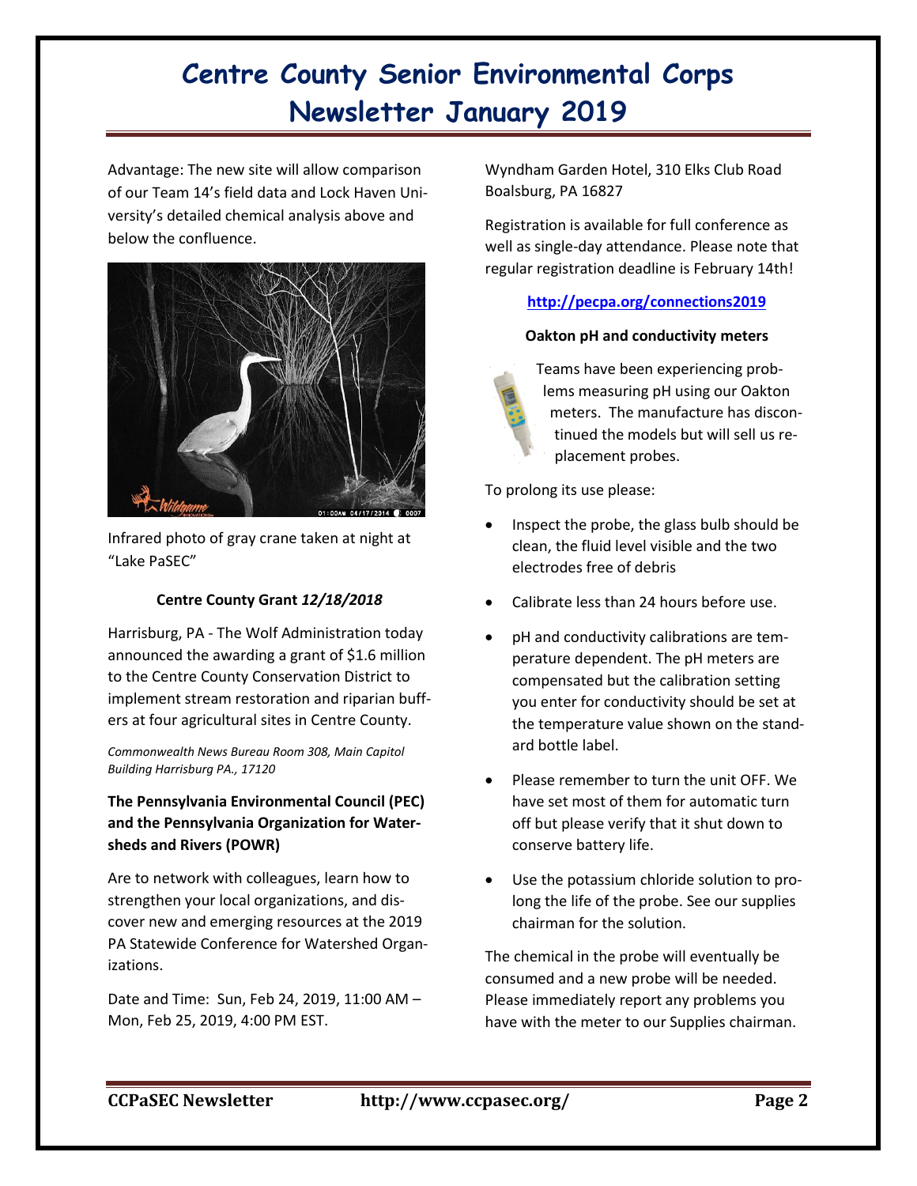Advantage: The new site will allow comparison of our Team 14's field data and Lock Haven University's detailed chemical analysis above and below the confluence.

Infrared photo of gray crane taken at night at "Lake PaSEC"

**Centre County Grant *12/18/2018***

Harrisburg, PA - The Wolf Administration today announced the awarding a grant of $1.6 million to the Centre County Conservation District to implement stream restoration and riparian buffers at four agricultural sites in Centre County.

*Commonwealth News Bureau Room 308, Main Capitol Building Harrisburg PA., 17120*

**The Pennsylvania Environmental Council (PEC) and the Pennsylvania Organization for Watersheds and Rivers (POWR)**

Are to network with colleagues, learn how to strengthen your local organizations, and discover new and emerging resources at the 2019 PA Statewide Conference for Watershed Organizations.

Date and Time: Sun, Feb 24, 2019, 11:00 AM – Mon, Feb 25, 2019, 4:00 PM EST.

Wyndham Garden Hotel, 310 Elks Club Road Boalsburg, PA 16827

Registration is available for full conference as well as single-day attendance. Please note that regular registration deadline is February 14th!

**http://pecpa.org/connections2019**

**Oakton pH and conductivity meters**

Teams have been experiencing problems measuring pH using our Oakton meters. The manufacture has discontinued the models but will sell us replacement probes.

To prolong its use please:

- Inspect the probe, the glass bulb should be clean, the fluid level visible and the two electrodes free of debris
- Calibrate less than 24 hours before use.
- pH and conductivity calibrations are temperature dependent. The pH meters are compensated but the calibration setting you enter for conductivity should be set at the temperature value shown on the standard bottle label.
- Please remember to turn the unit OFF. We have set most of them for automatic turn off but please verify that it shut down to conserve battery life.
- Use the potassium chloride solution to prolong the life of the probe. See our supplies chairman for the solution.

The chemical in the probe will eventually be consumed and a new probe will be needed. Please immediately report any problems you have with the meter to our Supplies chairman.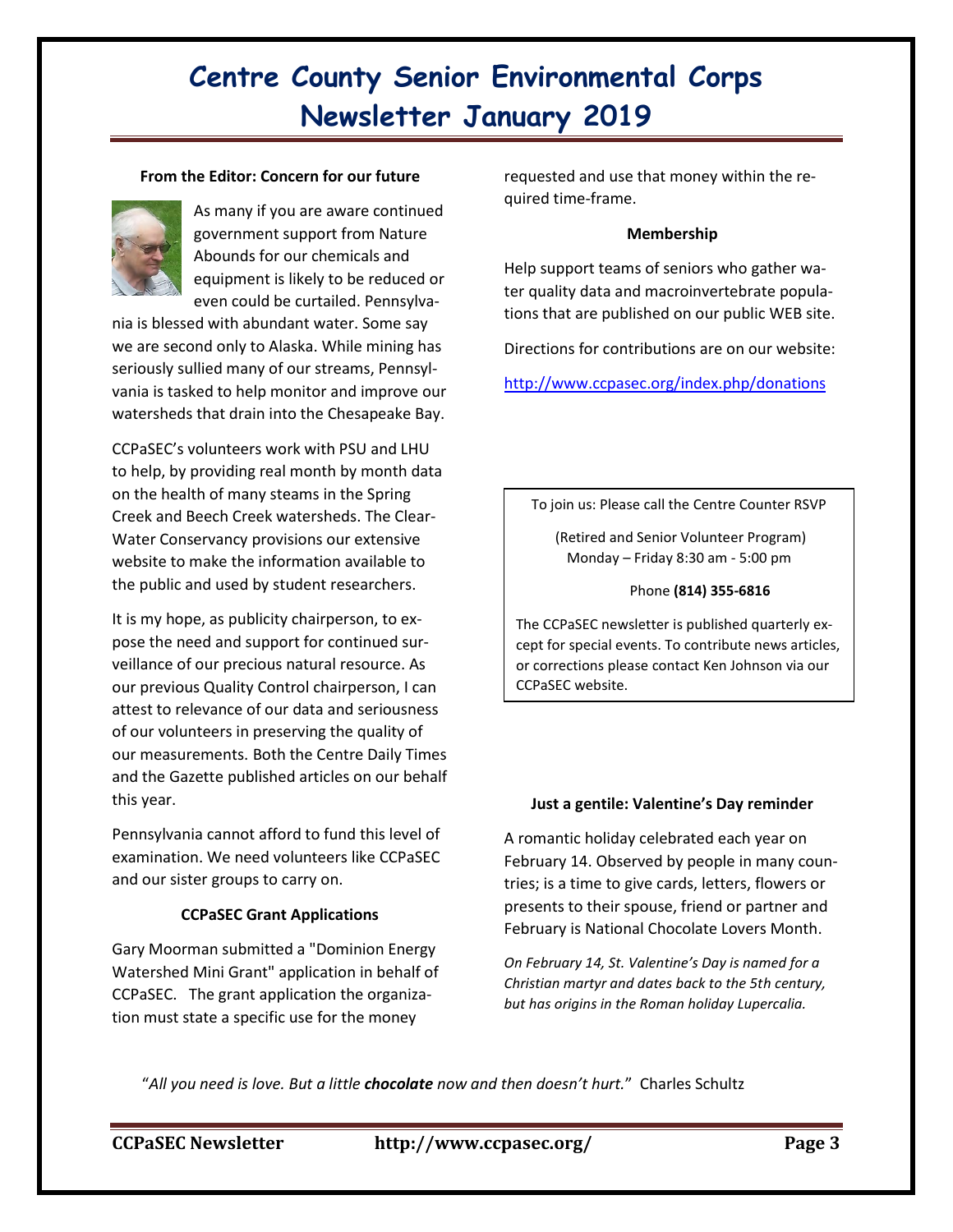# Centre County Senior Environmental Corps Newsletter January 2019

### From the Editor: Concern for our future

As many if you are aware continued government support from Nature Abounds for our chemicals and equipment is likely to be reduced or even could be curtailed. Pennsylvania is blessed with abundant water. Some say we are second only to Alaska. While mining has seriously sullied many of our streams, Pennsylvania is tasked to help monitor and improve our watersheds that drain into the Chesapeake Bay.

CCPaSEC's volunteers work with PSU and LHU to help, by providing real month by month data on the health of many steams in the Spring Creek and Beech Creek watersheds. The Clear-Water Conservancy provisions our extensive website to make the information available to the public and used by student researchers.

It is my hope, as publicity chairperson, to expose the need and support for continued surveillance of our precious natural resource. As our previous Quality Control chairperson, I can attest to relevance of our data and seriousness of our volunteers in preserving the quality of our measurements. Both the Centre Daily Times and the Gazette published articles on our behalf this year.

Pennsylvania cannot afford to fund this level of examination. We need volunteers like CCPaSEC and our sister groups to carry on.

### CCPaSEC Grant Applications

Gary Moorman submitted a "Dominion Energy Watershed Mini Grant" application in behalf of CCPaSEC. The grant application the organization must state a specific use for the money requested and use that money within the required time-frame.

### Membership

Help support teams of seniors who gather water quality data and macroinvertebrate populations that are published on our public WEB site.

Directions for contributions are on our website:

http://www.ccpasec.org/index.php/donations

To join us: Please call the Centre Counter RSVP

(Retired and Senior Volunteer Program)
Monday – Friday 8:30 am - 5:00 pm

Phone **(814) 355-6816**

The CCPaSEC newsletter is published quarterly except for special events. To contribute news articles, or corrections please contact Ken Johnson via our CCPaSEC website.

### Just a gentile: Valentine's Day reminder

A romantic holiday celebrated each year on February 14. Observed by people in many countries; is a time to give cards, letters, flowers or presents to their spouse, friend or partner and February is National Chocolate Lovers Month.

*On February 14, St. Valentine's Day is named for a Christian martyr and dates back to the 5th century, but has origins in the Roman holiday Lupercalia.*

"*All you need is love. But a little **chocolate** now and then doesn't hurt.*" Charles Schultz